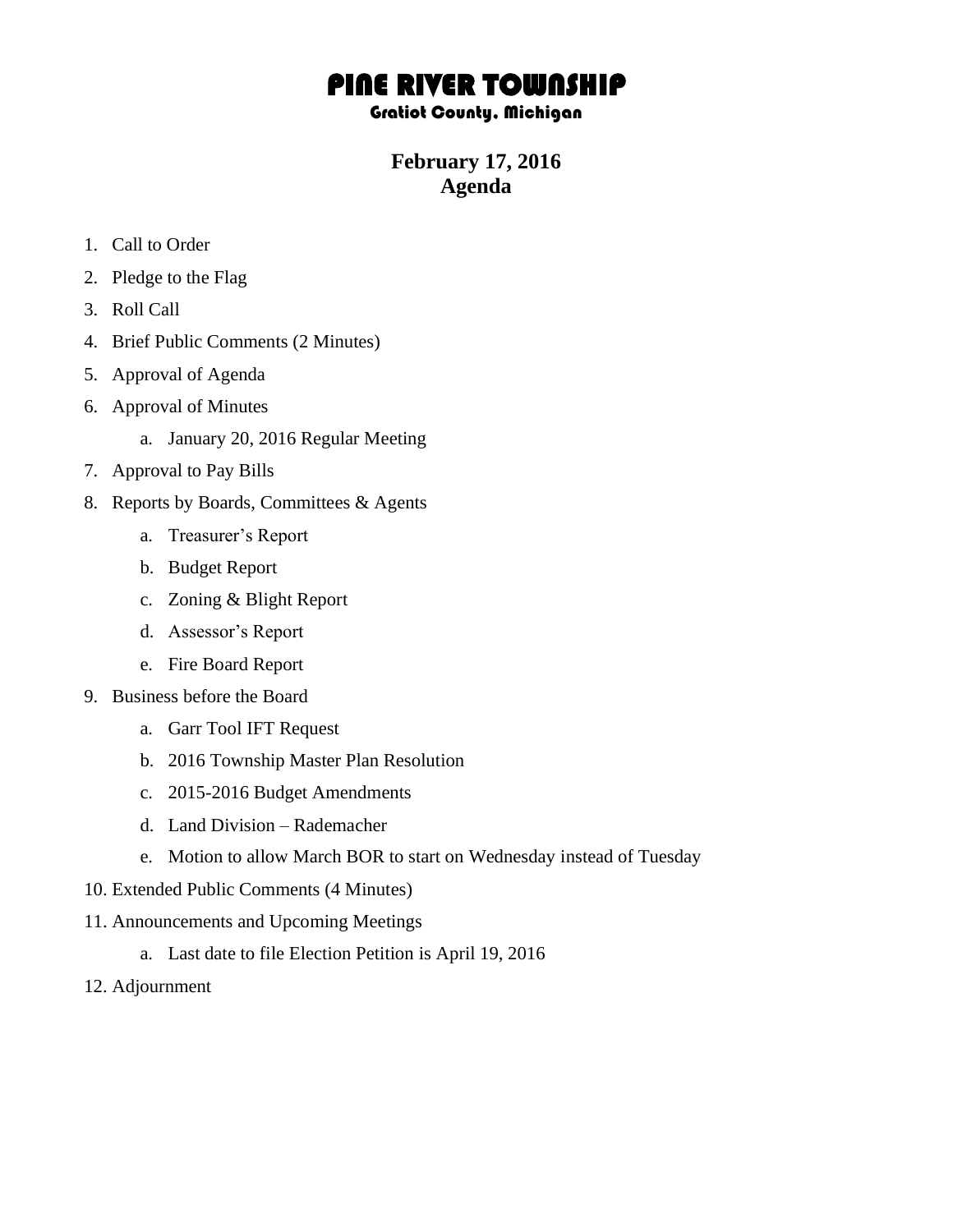# PINE RIVER TOWNSHIP

**Gratiot County, Michigan**

## February 17, 2016
## Agenda

1. Call to Order
2. Pledge to the Flag
3. Roll Call
4. Brief Public Comments (2 Minutes)
5. Approval of Agenda
6. Approval of Minutes
    a. January 20, 2016 Regular Meeting
7. Approval to Pay Bills
8. Reports by Boards, Committees & Agents
    a. Treasurer's Report
    b. Budget Report
    c. Zoning & Blight Report
    d. Assessor's Report
    e. Fire Board Report
9. Business before the Board
    a. Garr Tool IFT Request
    b. 2016 Township Master Plan Resolution
    c. 2015-2016 Budget Amendments
    d. Land Division – Rademacher
    e. Motion to allow March BOR to start on Wednesday instead of Tuesday
10. Extended Public Comments (4 Minutes)
11. Announcements and Upcoming Meetings
    a. Last date to file Election Petition is April 19, 2016
12. Adjournment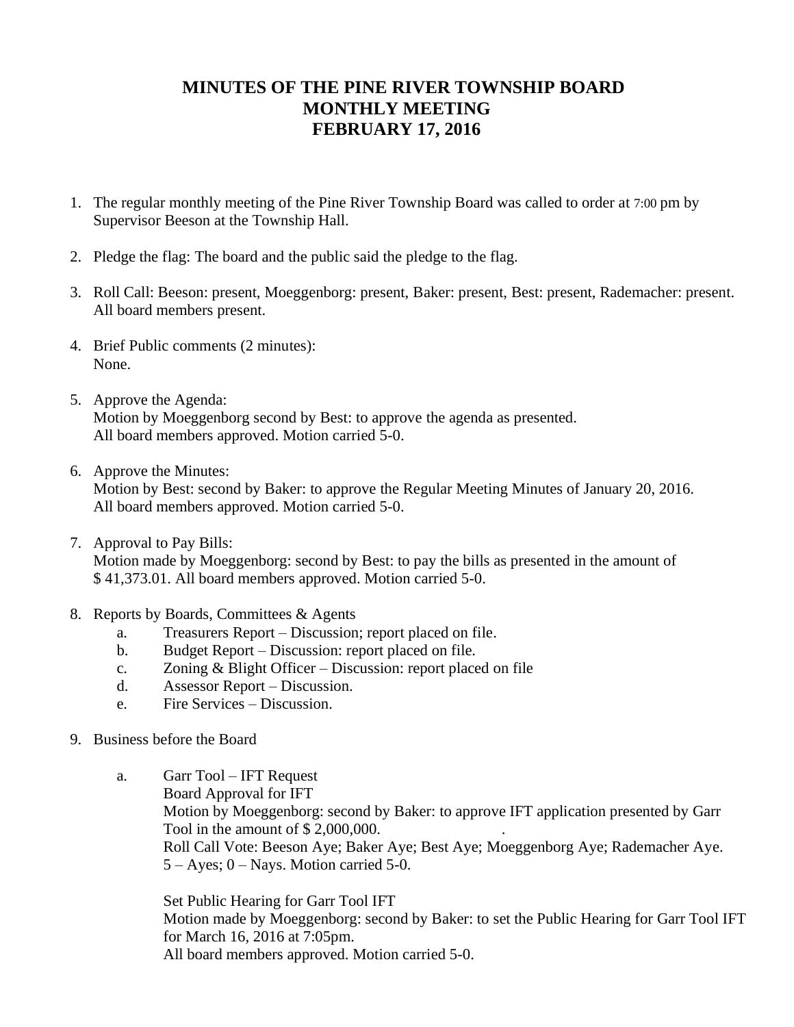# MINUTES OF THE PINE RIVER TOWNSHIP BOARD
# MONTHLY MEETING
# FEBRUARY 17, 2016

1. The regular monthly meeting of the Pine River Township Board was called to order at 7:00 pm by Supervisor Beeson at the Township Hall.

2. Pledge the flag: The board and the public said the pledge to the flag.

3. Roll Call: Beeson: present, Moeggenborg: present, Baker: present, Best: present, Rademacher: present. All board members present.

4. Brief Public comments (2 minutes):
   None.

5. Approve the Agenda:
   Motion by Moeggenborg second by Best: to approve the agenda as presented.
   All board members approved. Motion carried 5-0.

6. Approve the Minutes:
   Motion by Best: second by Baker: to approve the Regular Meeting Minutes of January 20, 2016.
   All board members approved. Motion carried 5-0.

7. Approval to Pay Bills:
   Motion made by Moeggenborg: second by Best: to pay the bills as presented in the amount of $ 41,373.01. All board members approved. Motion carried 5-0.

8. Reports by Boards, Committees & Agents
   a. Treasurers Report – Discussion; report placed on file.
   b. Budget Report – Discussion: report placed on file.
   c. Zoning & Blight Officer – Discussion: report placed on file
   d. Assessor Report – Discussion.
   e. Fire Services – Discussion.

9. Business before the Board

   a. Garr Tool – IFT Request
      Board Approval for IFT
      Motion by Moeggenborg: second by Baker: to approve IFT application presented by Garr Tool in the amount of $ 2,000,000.
      Roll Call Vote: Beeson Aye; Baker Aye; Best Aye; Moeggenborg Aye; Rademacher Aye.
      5 – Ayes; 0 – Nays. Motion carried 5-0.

      Set Public Hearing for Garr Tool IFT
      Motion made by Moeggenborg: second by Baker: to set the Public Hearing for Garr Tool IFT for March 16, 2016 at 7:05pm.
      All board members approved. Motion carried 5-0.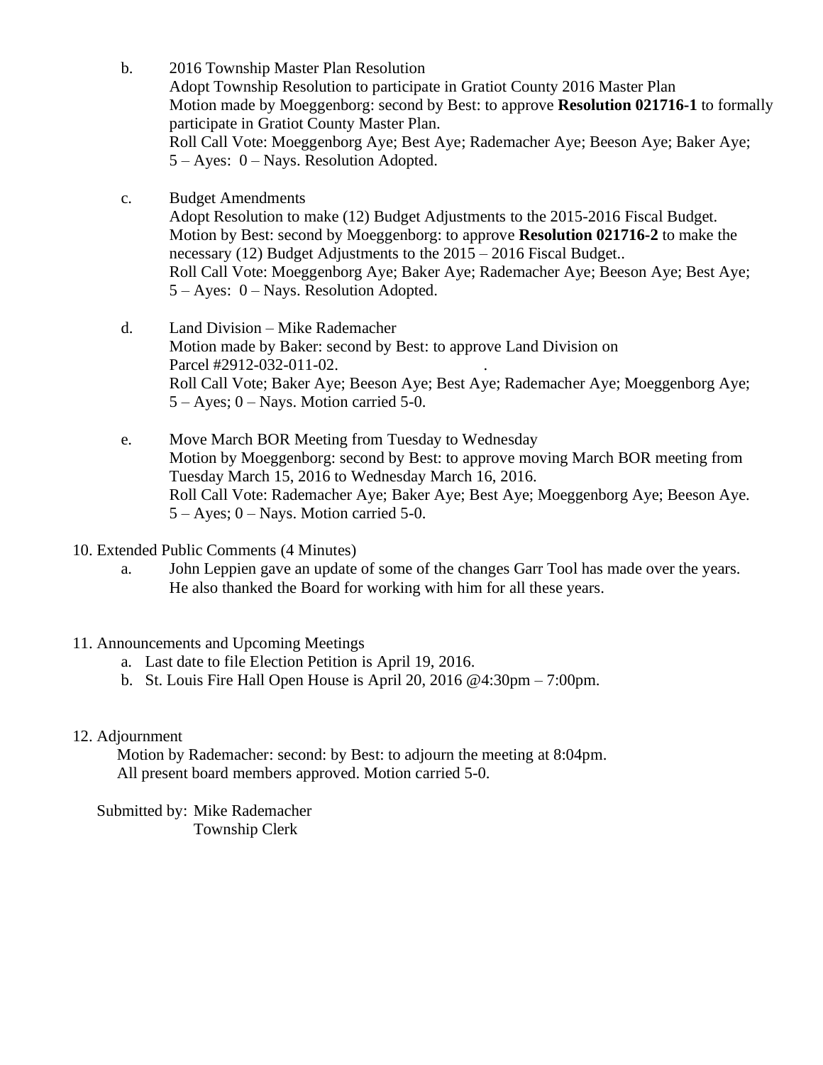b. 2016 Township Master Plan Resolution
   Adopt Township Resolution to participate in Gratiot County 2016 Master Plan
   Motion made by Moeggenborg: second by Best: to approve **Resolution 021716-1** to formally participate in Gratiot County Master Plan.
   Roll Call Vote: Moeggenborg Aye; Best Aye; Rademacher Aye; Beeson Aye; Baker Aye;
   5 – Ayes: 0 – Nays. Resolution Adopted.

c. Budget Amendments
   Adopt Resolution to make (12) Budget Adjustments to the 2015-2016 Fiscal Budget.
   Motion by Best: second by Moeggenborg: to approve **Resolution 021716-2** to make the necessary (12) Budget Adjustments to the 2015 – 2016 Fiscal Budget..
   Roll Call Vote: Moeggenborg Aye; Baker Aye; Rademacher Aye; Beeson Aye; Best Aye;
   5 – Ayes: 0 – Nays. Resolution Adopted.

d. Land Division – Mike Rademacher
   Motion made by Baker: second by Best: to approve Land Division on Parcel #2912-032-011-02. .
   Roll Call Vote; Baker Aye; Beeson Aye; Best Aye; Rademacher Aye; Moeggenborg Aye;
   5 – Ayes; 0 – Nays. Motion carried 5-0.

e. Move March BOR Meeting from Tuesday to Wednesday
   Motion by Moeggenborg: second by Best: to approve moving March BOR meeting from Tuesday March 15, 2016 to Wednesday March 16, 2016.
   Roll Call Vote: Rademacher Aye; Baker Aye; Best Aye; Moeggenborg Aye; Beeson Aye.
   5 – Ayes; 0 – Nays. Motion carried 5-0.

10. Extended Public Comments (4 Minutes)
    a. John Leppien gave an update of some of the changes Garr Tool has made over the years. He also thanked the Board for working with him for all these years.

11. Announcements and Upcoming Meetings
    a. Last date to file Election Petition is April 19, 2016.
    b. St. Louis Fire Hall Open House is April 20, 2016 @4:30pm – 7:00pm.

12. Adjournment
    Motion by Rademacher: second: by Best: to adjourn the meeting at 8:04pm.
    All present board members approved. Motion carried 5-0.

Submitted by: Mike Rademacher
Township Clerk